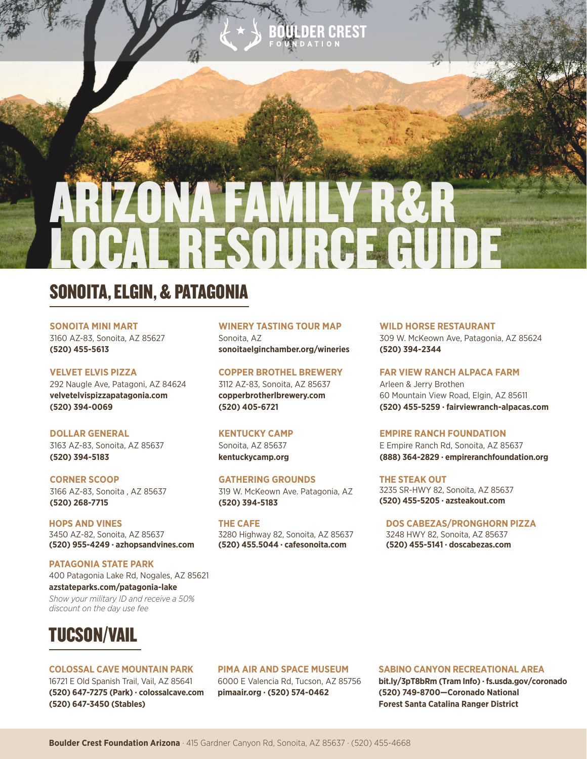BOULDER CREST FOUNDATION

# ARIZONA FAMILY R&R LOCAL RESOURCE GUIDE

## SONOITA, ELGIN, & PATAGONIA

**SONOITA MINI MART**
3160 AZ-83, Sonoita, AZ 85627
**(520) 455-5613**

**VELVET ELVIS PIZZA**
292 Naugle Ave, Patagoni, AZ 84624
**velvetelvispizzapatagonia.com**
**(520) 394-0069**

**DOLLAR GENERAL**
3163 AZ-83, Sonoita, AZ 85637
**(520) 394-5183**

**CORNER SCOOP**
3166 AZ-83, Sonoita , AZ 85637
**(520) 268-7715**

**HOPS AND VINES**
3450 AZ-82, Sonoita, AZ 85637
**(520) 955-4249 · azhopsandvines.com**

**PATAGONIA STATE PARK**
400 Patagonia Lake Rd, Nogales, AZ 85621
**azstateparks.com/patagonia-lake**
*Show your military ID and receive a 50% discount on the day use fee*

**WINERY TASTING TOUR MAP**
Sonoita, AZ
**sonoitaelginchamber.org/wineries**

**COPPER BROTHEL BREWERY**
3112 AZ-83, Sonoita, AZ 85637
**copperbrotherlbrewery.com**
**(520) 405-6721**

**KENTUCKY CAMP**
Sonoita, AZ 85637
**kentuckycamp.org**

**GATHERING GROUNDS**
319 W. McKeown Ave. Patagonia, AZ
**(520) 394-5183**

**THE CAFE**
3280 Highway 82, Sonoita, AZ 85637
**(520) 455.5044 · cafesonoita.com**

**WILD HORSE RESTAURANT**
309 W. McKeown Ave, Patagonia, AZ 85624
**(520) 394-2344**

**FAR VIEW RANCH ALPACA FARM**
Arleen & Jerry Brothen
60 Mountain View Road, Elgin, AZ 85611
**(520) 455-5259 · fairviewranch-alpacas.com**

**EMPIRE RANCH FOUNDATION**
E Empire Ranch Rd, Sonoita, AZ 85637
**(888) 364-2829 · empireranchfoundation.org**

**THE STEAK OUT**
3235 SR-HWY 82, Sonoita, AZ 85637
**(520) 455-5205 · azsteakout.com**

**DOS CABEZAS/PRONGHORN PIZZA**
3248 HWY 82, Sonoita, AZ 85637
**(520) 455-5141 · doscabezas.com**

## TUCSON/VAIL

**COLOSSAL CAVE MOUNTAIN PARK**
16721 E Old Spanish Trail, Vail, AZ 85641
**(520) 647-7275 (Park) · colossalcave.com**
**(520) 647-3450 (Stables)**

**PIMA AIR AND SPACE MUSEUM**
6000 E Valencia Rd, Tucson, AZ 85756
**pimaair.org · (520) 574-0462**

**SABINO CANYON RECREATIONAL AREA**
**bit.ly/3pT8bRm (Tram Info) · fs.usda.gov/coronado**
**(520) 749-8700—Coronado National Forest Santa Catalina Ranger District**

**Boulder Crest Foundation Arizona** · 415 Gardner Canyon Rd, Sonoita, AZ 85637 · (520) 455-4668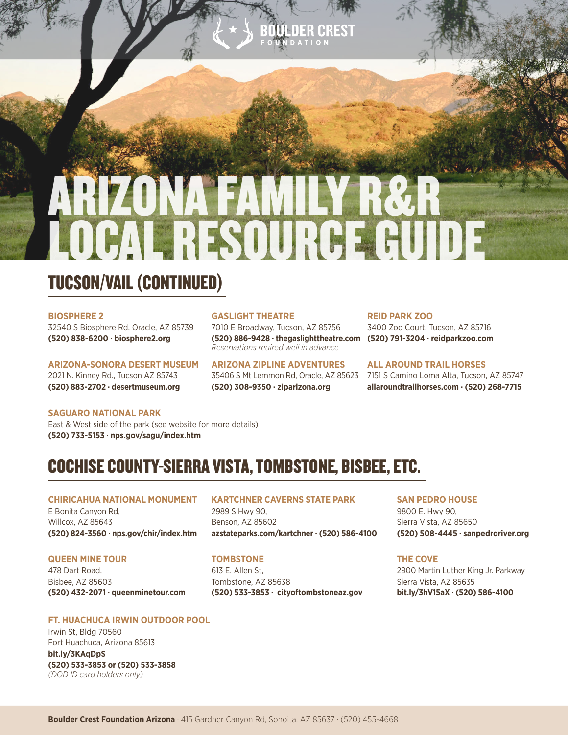BOULDER CREST FOUNDATION

# ARIZONA FAMILY R&R LOCAL RESOURCE GUIDE

## TUCSON/VAIL (CONTINUED)

**BIOSPHERE 2**
32540 S Biosphere Rd, Oracle, AZ 85739
**(520) 838-6200 · biosphere2.org**

**GASLIGHT THEATRE**
7010 E Broadway, Tucson, AZ 85756
**(520) 886-9428 · thegaslighttheatre.com**
*Reservations reuired well in advance*

**REID PARK ZOO**
3400 Zoo Court, Tucson, AZ 85716
**(520) 791-3204 · reidparkzoo.com**

**ARIZONA-SONORA DESERT MUSEUM**
2021 N. Kinney Rd., Tucson AZ 85743
**(520) 883-2702 · desertmuseum.org**

**ARIZONA ZIPLINE ADVENTURES**
35406 S Mt Lemmon Rd, Oracle, AZ 85623
**(520) 308-9350 · ziparizona.org**

**ALL AROUND TRAIL HORSES**
7151 S Camino Loma Alta, Tucson, AZ 85747
**allaroundtrailhorses.com · (520) 268-7715**

**SAGUARO NATIONAL PARK**
East & West side of the park (see website for more details)
**(520) 733-5153 · nps.gov/sagu/index.htm**

## COCHISE COUNTY-SIERRA VISTA, TOMBSTONE, BISBEE, ETC.

**CHIRICAHUA NATIONAL MONUMENT**
E Bonita Canyon Rd,
Willcox, AZ 85643
**(520) 824-3560 · nps.gov/chir/index.htm**

**KARTCHNER CAVERNS STATE PARK**
2989 S Hwy 90,
Benson, AZ 85602
**azstateparks.com/kartchner · (520) 586-4100**

**SAN PEDRO HOUSE**
9800 E. Hwy 90,
Sierra Vista, AZ 85650
**(520) 508-4445 · sanpedroriver.org**

**QUEEN MINE TOUR**
478 Dart Road,
Bisbee, AZ 85603
**(520) 432-2071 · queenminetour.com**

**TOMBSTONE**
613 E. Allen St,
Tombstone, AZ 85638
**(520) 533-3853 · cityoftombstoneaz.gov**

**THE COVE**
2900 Martin Luther King Jr. Parkway
Sierra Vista, AZ 85635
**bit.ly/3hV15aX · (520) 586-4100**

**FT. HUACHUCA IRWIN OUTDOOR POOL**
Irwin St, Bldg 70560
Fort Huachuca, Arizona 85613
**bit.ly/3KAqDpS**
**(520) 533-3853 or (520) 533-3858**
*(DOD ID card holders only)*

**Boulder Crest Foundation Arizona** · 415 Gardner Canyon Rd, Sonoita, AZ 85637 · (520) 455-4668